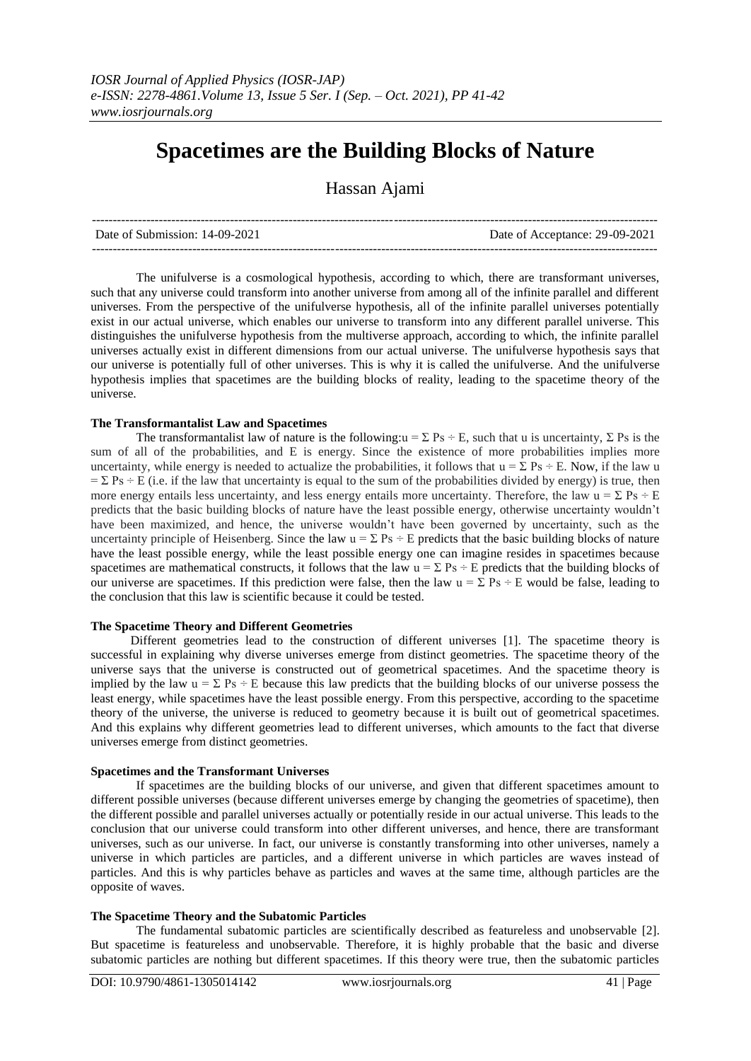# Spacetimes are the Building Blocks of Nature

Hassan Ajami

Date of Submission: 14-09-2021 | Date of Acceptance: 29-09-2021

The unifulverse is a cosmological hypothesis, according to which, there are transformant universes, such that any universe could transform into another universe from among all of the infinite parallel and different universes. From the perspective of the unifulverse hypothesis, all of the infinite parallel universes potentially exist in our actual universe, which enables our universe to transform into any different parallel universe. This distinguishes the unifulverse hypothesis from the multiverse approach, according to which, the infinite parallel universes actually exist in different dimensions from our actual universe. The unifulverse hypothesis says that our universe is potentially full of other universes. This is why it is called the unifulverse. And the unifulverse hypothesis implies that spacetimes are the building blocks of reality, leading to the spacetime theory of the universe.

### The Transformantalist Law and Spacetimes

The transformantalist law of nature is the following: $u = \Sigma Ps \div E$, such that u is uncertainty, $\Sigma Ps$ is the sum of all of the probabilities, and E is energy. Since the existence of more probabilities implies more uncertainty, while energy is needed to actualize the probabilities, it follows that $u = \Sigma Ps \div E$. Now, if the law $u = \Sigma Ps \div E$ (i.e. if the law that uncertainty is equal to the sum of the probabilities divided by energy) is true, then more energy entails less uncertainty, and less energy entails more uncertainty. Therefore, the law $u = \Sigma Ps \div E$ predicts that the basic building blocks of nature have the least possible energy, otherwise uncertainty wouldn't have been maximized, and hence, the universe wouldn't have been governed by uncertainty, such as the uncertainty principle of Heisenberg. Since the law $u = \Sigma Ps \div E$ predicts that the basic building blocks of nature have the least possible energy, while the least possible energy one can imagine resides in spacetimes because spacetimes are mathematical constructs, it follows that the law $u = \Sigma Ps \div E$ predicts that the building blocks of our universe are spacetimes. If this prediction were false, then the law $u = \Sigma Ps \div E$ would be false, leading to the conclusion that this law is scientific because it could be tested.

### The Spacetime Theory and Different Geometries

Different geometries lead to the construction of different universes [1]. The spacetime theory is successful in explaining why diverse universes emerge from distinct geometries. The spacetime theory of the universe says that the universe is constructed out of geometrical spacetimes. And the spacetime theory is implied by the law $u = \Sigma Ps \div E$ because this law predicts that the building blocks of our universe possess the least energy, while spacetimes have the least possible energy. From this perspective, according to the spacetime theory of the universe, the universe is reduced to geometry because it is built out of geometrical spacetimes. And this explains why different geometries lead to different universes, which amounts to the fact that diverse universes emerge from distinct geometries.

### Spacetimes and the Transformant Universes

If spacetimes are the building blocks of our universe, and given that different spacetimes amount to different possible universes (because different universes emerge by changing the geometries of spacetime), then the different possible and parallel universes actually or potentially reside in our actual universe. This leads to the conclusion that our universe could transform into other different universes, and hence, there are transformant universes, such as our universe. In fact, our universe is constantly transforming into other universes, namely a universe in which particles are particles, and a different universe in which particles are waves instead of particles. And this is why particles behave as particles and waves at the same time, although particles are the opposite of waves.

### The Spacetime Theory and the Subatomic Particles

The fundamental subatomic particles are scientifically described as featureless and unobservable [2]. But spacetime is featureless and unobservable. Therefore, it is highly probable that the basic and diverse subatomic particles are nothing but different spacetimes. If this theory were true, then the subatomic particles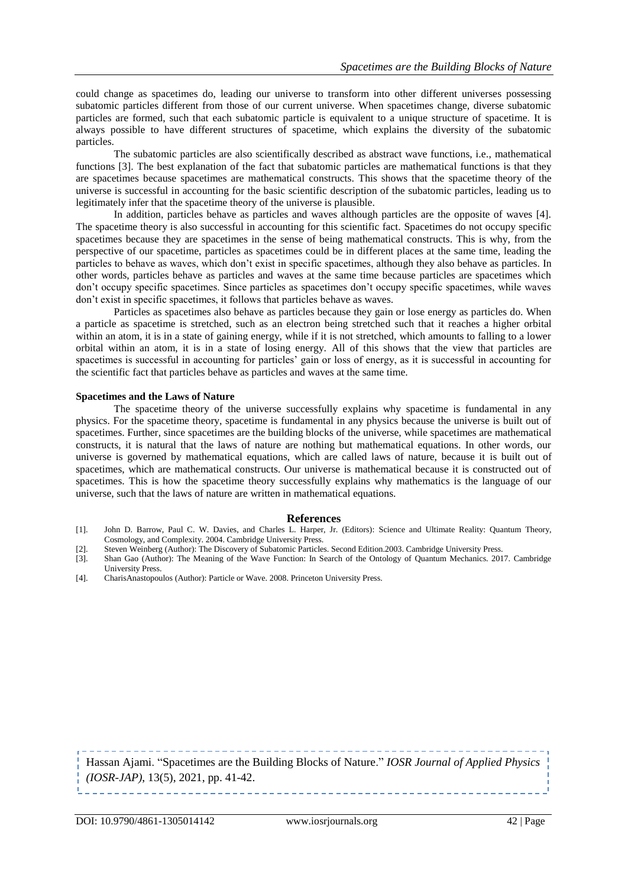could change as spacetimes do, leading our universe to transform into other different universes possessing subatomic particles different from those of our current universe. When spacetimes change, diverse subatomic particles are formed, such that each subatomic particle is equivalent to a unique structure of spacetime. It is always possible to have different structures of spacetime, which explains the diversity of the subatomic particles.

The subatomic particles are also scientifically described as abstract wave functions, i.e., mathematical functions [3]. The best explanation of the fact that subatomic particles are mathematical functions is that they are spacetimes because spacetimes are mathematical constructs. This shows that the spacetime theory of the universe is successful in accounting for the basic scientific description of the subatomic particles, leading us to legitimately infer that the spacetime theory of the universe is plausible.

In addition, particles behave as particles and waves although particles are the opposite of waves [4]. The spacetime theory is also successful in accounting for this scientific fact. Spacetimes do not occupy specific spacetimes because they are spacetimes in the sense of being mathematical constructs. This is why, from the perspective of our spacetime, particles as spacetimes could be in different places at the same time, leading the particles to behave as waves, which don't exist in specific spacetimes, although they also behave as particles. In other words, particles behave as particles and waves at the same time because particles are spacetimes which don't occupy specific spacetimes. Since particles as spacetimes don't occupy specific spacetimes, while waves don't exist in specific spacetimes, it follows that particles behave as waves.

Particles as spacetimes also behave as particles because they gain or lose energy as particles do. When a particle as spacetime is stretched, such as an electron being stretched such that it reaches a higher orbital within an atom, it is in a state of gaining energy, while if it is not stretched, which amounts to falling to a lower orbital within an atom, it is in a state of losing energy. All of this shows that the view that particles are spacetimes is successful in accounting for particles' gain or loss of energy, as it is successful in accounting for the scientific fact that particles behave as particles and waves at the same time.

**Spacetimes and the Laws of Nature**

The spacetime theory of the universe successfully explains why spacetime is fundamental in any physics. For the spacetime theory, spacetime is fundamental in any physics because the universe is built out of spacetimes. Further, since spacetimes are the building blocks of the universe, while spacetimes are mathematical constructs, it is natural that the laws of nature are nothing but mathematical equations. In other words, our universe is governed by mathematical equations, which are called laws of nature, because it is built out of spacetimes, which are mathematical constructs. Our universe is mathematical because it is constructed out of spacetimes. This is how the spacetime theory successfully explains why mathematics is the language of our universe, such that the laws of nature are written in mathematical equations.

## References

[1]. John D. Barrow, Paul C. W. Davies, and Charles L. Harper, Jr. (Editors): Science and Ultimate Reality: Quantum Theory, Cosmology, and Complexity. 2004. Cambridge University Press.

[2]. Steven Weinberg (Author): The Discovery of Subatomic Particles. Second Edition.2003. Cambridge University Press.

[3]. Shan Gao (Author): The Meaning of the Wave Function: In Search of the Ontology of Quantum Mechanics. 2017. Cambridge University Press.

[4]. CharisAnastopoulos (Author): Particle or Wave. 2008. Princeton University Press.

Hassan Ajami. "Spacetimes are the Building Blocks of Nature." *IOSR Journal of Applied Physics (IOSR-JAP)*, 13(5), 2021, pp. 41-42.